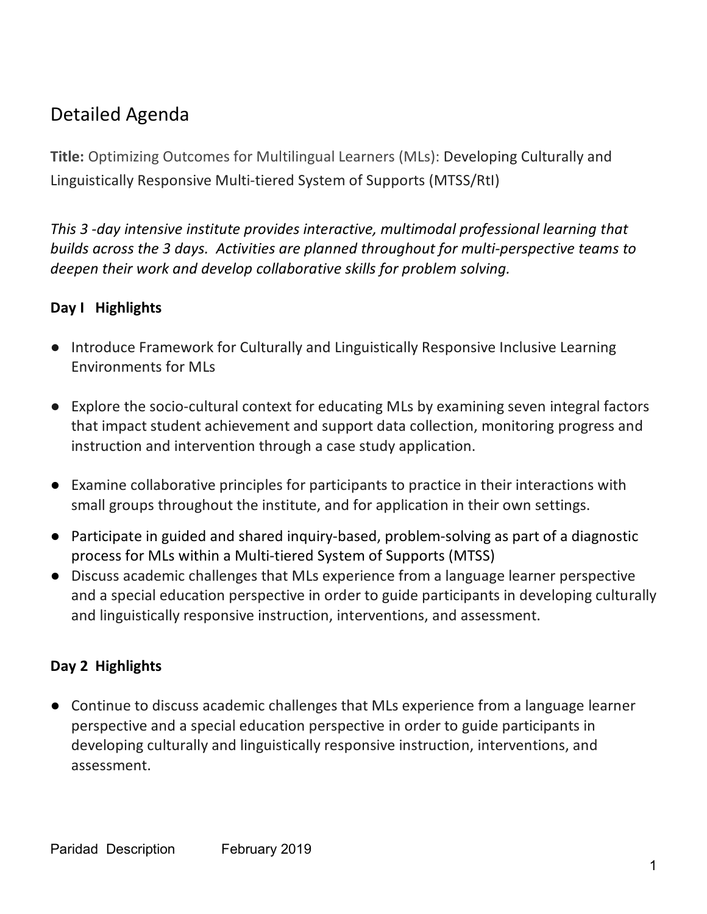# Detailed Agenda

**Title:** Optimizing Outcomes for Multilingual Learners (MLs): Developing Culturally and Linguistically Responsive Multi-tiered System of Supports (MTSS/RtI)

*This 3 -day intensive institute provides interactive, multimodal professional learning that builds across the 3 days. Activities are planned throughout for multi-perspective teams to deepen their work and develop collaborative skills for problem solving.*

## Day I Highlights

- Introduce Framework for Culturally and Linguistically Responsive Inclusive Learning Environments for MLs
- Explore the socio-cultural context for educating MLs by examining seven integral factors that impact student achievement and support data collection, monitoring progress and instruction and intervention through a case study application.
- Examine collaborative principles for participants to practice in their interactions with small groups throughout the institute, and for application in their own settings.
- Participate in guided and shared inquiry-based, problem-solving as part of a diagnostic process for MLs within a Multi-tiered System of Supports (MTSS)
- Discuss academic challenges that MLs experience from a language learner perspective and a special education perspective in order to guide participants in developing culturally and linguistically responsive instruction, interventions, and assessment.

## Day 2 Highlights

- Continue to discuss academic challenges that MLs experience from a language learner perspective and a special education perspective in order to guide participants in developing culturally and linguistically responsive instruction, interventions, and assessment.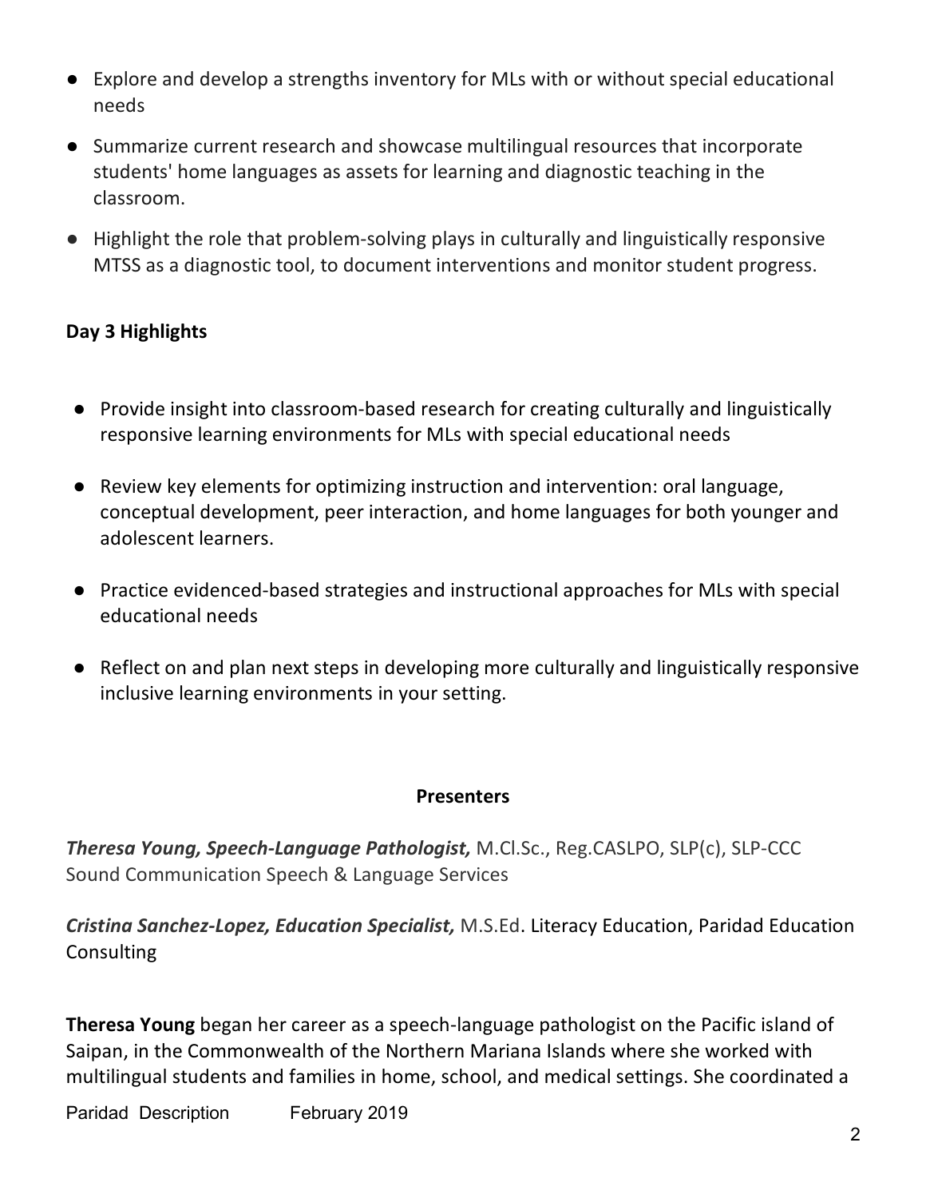- Explore and develop a strengths inventory for MLs with or without special educational needs
- Summarize current research and showcase multilingual resources that incorporate students' home languages as assets for learning and diagnostic teaching in the classroom.
- Highlight the role that problem-solving plays in culturally and linguistically responsive MTSS as a diagnostic tool, to document interventions and monitor student progress.

**Day 3 Highlights**

- Provide insight into classroom-based research for creating culturally and linguistically responsive learning environments for MLs with special educational needs
- Review key elements for optimizing instruction and intervention: oral language, conceptual development, peer interaction, and home languages for both younger and adolescent learners.
- Practice evidenced-based strategies and instructional approaches for MLs with special educational needs
- Reflect on and plan next steps in developing more culturally and linguistically responsive inclusive learning environments in your setting.

**Presenters**

***Theresa Young, Speech-Language Pathologist,*** M.Cl.Sc., Reg.CASLPO, SLP(c), SLP-CCC
Sound Communication Speech & Language Services

***Cristina Sanchez-Lopez, Education Specialist,*** M.S.Ed. Literacy Education, Paridad Education Consulting

**Theresa Young** began her career as a speech-language pathologist on the Pacific island of Saipan, in the Commonwealth of the Northern Mariana Islands where she worked with multilingual students and families in home, school, and medical settings. She coordinated a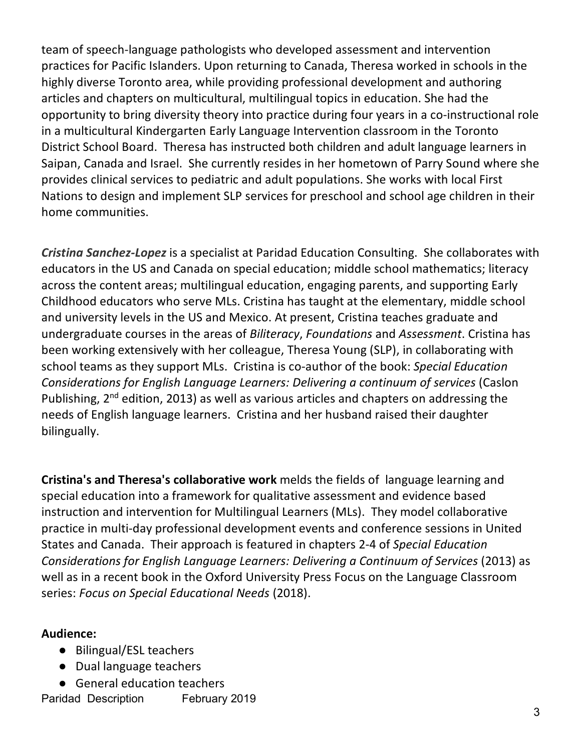team of speech-language pathologists who developed assessment and intervention practices for Pacific Islanders. Upon returning to Canada, Theresa worked in schools in the highly diverse Toronto area, while providing professional development and authoring articles and chapters on multicultural, multilingual topics in education. She had the opportunity to bring diversity theory into practice during four years in a co-instructional role in a multicultural Kindergarten Early Language Intervention classroom in the Toronto District School Board. Theresa has instructed both children and adult language learners in Saipan, Canada and Israel. She currently resides in her hometown of Parry Sound where she provides clinical services to pediatric and adult populations. She works with local First Nations to design and implement SLP services for preschool and school age children in their home communities.

***Cristina Sanchez-Lopez*** is a specialist at Paridad Education Consulting. She collaborates with educators in the US and Canada on special education; middle school mathematics; literacy across the content areas; multilingual education, engaging parents, and supporting Early Childhood educators who serve MLs. Cristina has taught at the elementary, middle school and university levels in the US and Mexico. At present, Cristina teaches graduate and undergraduate courses in the areas of *Biliteracy*, *Foundations* and *Assessment*. Cristina has been working extensively with her colleague, Theresa Young (SLP), in collaborating with school teams as they support MLs. Cristina is co-author of the book: *Special Education Considerations for English Language Learners: Delivering a continuum of services* (Caslon Publishing, 2nd edition, 2013) as well as various articles and chapters on addressing the needs of English language learners. Cristina and her husband raised their daughter bilingually.

**Cristina's and Theresa's collaborative work** melds the fields of language learning and special education into a framework for qualitative assessment and evidence based instruction and intervention for Multilingual Learners (MLs). They model collaborative practice in multi-day professional development events and conference sessions in United States and Canada. Their approach is featured in chapters 2-4 of *Special Education Considerations for English Language Learners: Delivering a Continuum of Services* (2013) as well as in a recent book in the Oxford University Press Focus on the Language Classroom series: *Focus on Special Educational Needs* (2018).

**Audience:**

- Bilingual/ESL teachers
- Dual language teachers
- General education teachers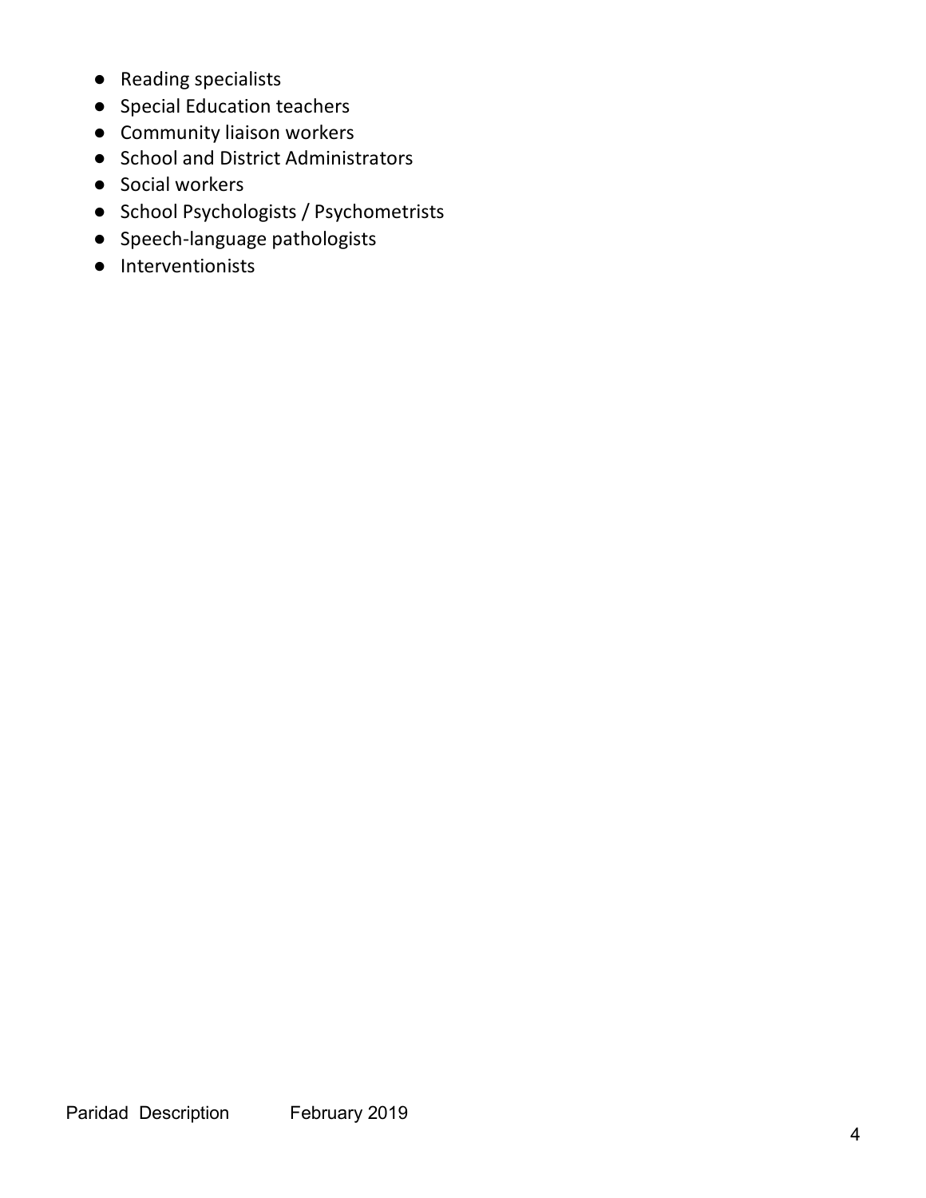- Reading specialists
- Special Education teachers
- Community liaison workers
- School and District Administrators
- Social workers
- School Psychologists / Psychometrists
- Speech-language pathologists
- Interventionists